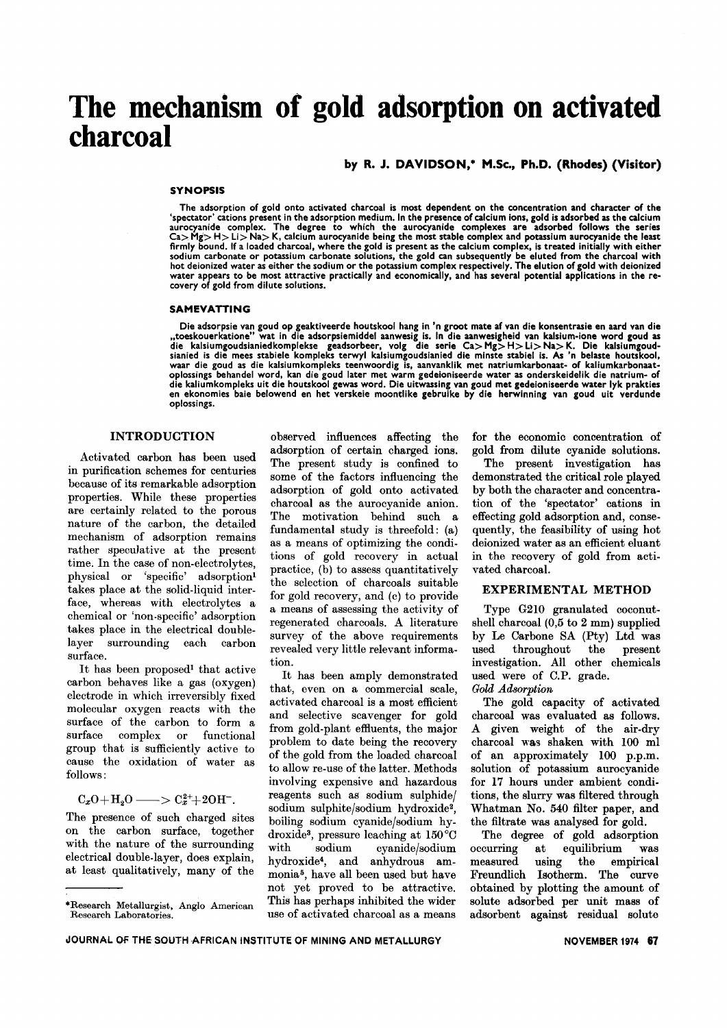# The mechanism of gold adsorption on activated charcoal

**by R. J. DAVIDSON,* M.Sc., Ph.D. (Rhodes) (Visitor)**

### SYNOPSIS

**The adsorption of gold onto activated charcoal is most dependent on the concentration and character of the 'spectator' cations present in the adsorption medium. In the presence of calcium ions, gold is adsorbed as the calcium aurocyanide complex. The degree to which the aurocyanide complexes are adsorbed follows the series Ca> Mg> H> Li> Na> K, calcium aurocyanide being the most stable complex and potassium aurocyanide the least firmly bound. If a loaded charcoal, where the gold is present as the calcium complex, is treated initially with either sodium carbonate or potassium carbonate solutions, the gold can subsequently be eluted from the charcoal with hot deionized water as either the sodium or the potassium complex respectively. The elution of gold with deionized water appears to be most attractive practically and economically, and has several potential applications in the recovery of gold from dilute solutions.**

### SAMEVATTING

**Die adsorpsie van goud op geaktiveerde houtskool hang in 'n groot mate af van die konsentrasie en aard van die „toeskouerkatione" wat in die adsorpsiemiddel aanwesig is. In die aanwesigheid van kalsium-ione word goud as die kalsiumgoudsianiedkomplekse geadsorbeer, volg die serie Ca> Mg> H> Li> Na> K. Die kalsiumgoudsianied is die mees stabiele kompleks terwyl kalsiumgoudsianied die minste stabiel is. As 'n belaste houtskool, waar die goud as die kalsiumkompleks teenwoordig is, aanvanklik met natriumkarbonaat- of kaliumkarbonaatoplossings behandel word, kan die goud later met warm gedeioniseerde water as onderskeidelik die natrium- of die kaliumkompleks uit die houtskool gewas word. Die uitwassing van goud met gedeioniseerde water lyk prakties en ekonomies baie belowend en het verskeie moontlike gebruike by die herwinning van goud uit verdunde oplossings.**

## INTRODUCTION

Activated carbon has been used in purification schemes for centuries because of its remarkable adsorption properties. While these properties are certainly related to the porous nature of the carbon, the detailed mechanism of adsorption remains rather speculative at the present time. In the case of non-electrolytes, physical or 'specific' adsorption[1] takes place at the solid-liquid interface, whereas with electrolytes a chemical or 'non-specific' adsorption takes place in the electrical double-layer surrounding each carbon surface.

It has been proposed[1] that active carbon behaves like a gas (oxygen) electrode in which irreversibly fixed molecular oxygen reacts with the surface of the carbon to form a surface complex or functional group that is sufficiently active to cause the oxidation of water as follows:

$$C_xO + H_2O \longrightarrow C_x^{2+} + 2OH^-.$$

The presence of such charged sites on the carbon surface, together with the nature of the surrounding electrical double-layer, does explain, at least qualitatively, many of the observed influences affecting the adsorption of certain charged ions. The present study is confined to some of the factors influencing the adsorption of gold onto activated charcoal as the aurocyanide anion. The motivation behind such a fundamental study is threefold: (a) as a means of optimizing the conditions of gold recovery in actual practice, (b) to assess quantitatively the selection of charcoals suitable for gold recovery, and (c) to provide a means of assessing the activity of regenerated charcoals. A literature survey of the above requirements revealed very little relevant information.

It has been amply demonstrated that, even on a commercial scale, activated charcoal is a most efficient and selective scavenger for gold from gold-plant effluents, the major problem to date being the recovery of the gold from the loaded charcoal to allow re-use of the latter. Methods involving expensive and hazardous reagents such as sodium sulphide/sodium sulphite/sodium hydroxide[2], boiling sodium cyanide/sodium hydroxide[3], pressure leaching at 150°C with sodium cyanide/sodium hydroxide[4], and anhydrous ammonia[5], have all been used but have not yet proved to be attractive. This has perhaps inhibited the wider use of activated charcoal as a means for the economic concentration of gold from dilute cyanide solutions.

The present investigation has demonstrated the critical role played by both the character and concentration of the 'spectator' cations in effecting gold adsorption and, consequently, the feasibility of using hot deionized water as an efficient eluant in the recovery of gold from activated charcoal.

## EXPERIMENTAL METHOD

Type G210 granulated coconut-shell charcoal (0,5 to 2 mm) supplied by Le Carbone SA (Pty) Ltd was used throughout the present investigation. All other chemicals used were of C.P. grade.

*Gold Adsorption*

The gold capacity of activated charcoal was evaluated as follows. A given weight of the air-dry charcoal was shaken with 100 ml of an approximately 100 p.p.m. solution of potassium aurocyanide for 17 hours under ambient conditions, the slurry was filtered through Whatman No. 540 filter paper, and the filtrate was analysed for gold.

The degree of gold adsorption occurring at equilibrium was measured using the empirical Freundlich Isotherm. The curve obtained by plotting the amount of solute adsorbed per unit mass of adsorbent against residual solute

*Research Metallurgist, Anglo American Research Laboratories.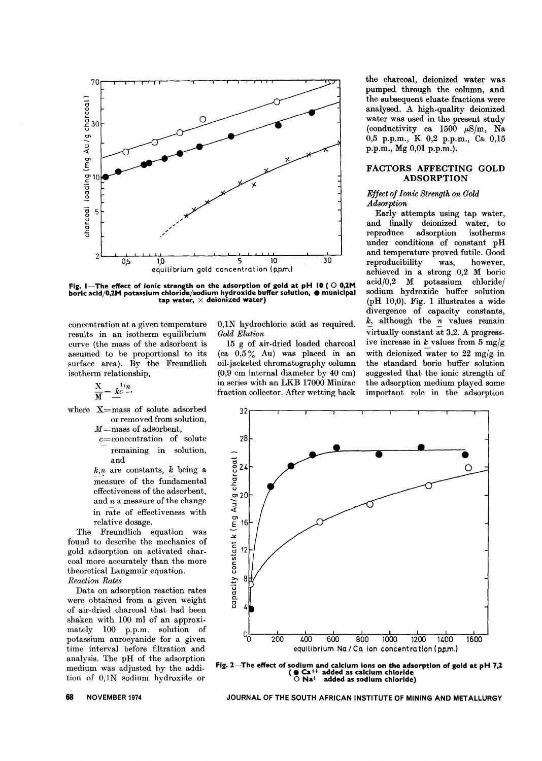concentration at a given temperature results in an isotherm equilibrium curve (the mass of the adsorbent is assumed to be proportional to its surface area). By the Freundlich isotherm relationship,

$$\frac{X}{M} = kc^{1/n},$$

where $X$=mass of solute adsorbed or removed from solution,

$M$=mass of adsorbent,

$c$=concentration of solute remaining in solution, and

$k$,$n$ are constants, $k$ being a measure of the fundamental effectiveness of the adsorbent, and $n$ a measure of the change in rate of effectiveness with relative dosage.

The Freundlich equation was found to describe the mechanics of gold adsorption on activated charcoal more accurately than the more theoretical Langmuir equation.

*Reaction Rates*

Data on adsorption reaction rates were obtained from a given weight of air-dried charcoal that had been shaken with 100 ml of an approximately 100 p.p.m. solution of potassium aurocyanide for a given time interval before filtration and analysis. The pH of the adsorption medium was adjusted by the addition of 0,1N sodium hydroxide or 0,1N hydrochloric acid as required.

*Gold Elution*

15 g of air-dried loaded charcoal (ca 0,5% Au) was placed in an oil-jacketed chromatography column (0,9 cm internal diameter by 40 cm) in series with an LKB 17000 Minirac fraction collector. After wetting back the charcoal, deionized water was pumped through the column, and the subsequent eluate fractions were analysed. A high-quality deionized water was used in the present study (conductivity ca 1500 μS/m, Na 0,5 p.p.m., K 0,2 p.p.m., Ca 0,15 p.p.m., Mg 0,01 p.p.m.).

## FACTORS AFFECTING GOLD ADSORPTION

*Effect of Ionic Strength on Gold Adsorption*

Early attempts using tap water, and finally deionized water, to reproduce adsorption isotherms under conditions of constant pH and temperature proved futile. Good reproducibility was, however, achieved in a strong 0,2 M boric acid/0,2 M potassium chloride/sodium hydroxide buffer solution (pH 10,0). Fig. 1 illustrates a wide divergence of capacity constants, $k$, although the $n$ values remain virtually constant at 3,2. A progressive increase in $k$ values from 5 mg/g with deionized water to 22 mg/g in the standard boric buffer solution suggested that the ionic strength of the adsorption medium played some important role in the adsorption

**Fig. 1—The effect of ionic strength on the adsorption of gold at pH 10 (○ 0,2M boric acid/0,2M potassium chloride/sodium hydroxide buffer solution, ● municipal tap water, × deionized water)**

**Fig. 2—The effect of sodium and calcium ions on the adsorption of gold at pH 7,2 (● $Ca^{2+}$ added as calcium chloride ○ $Na^{+}$ added as sodium chloride)**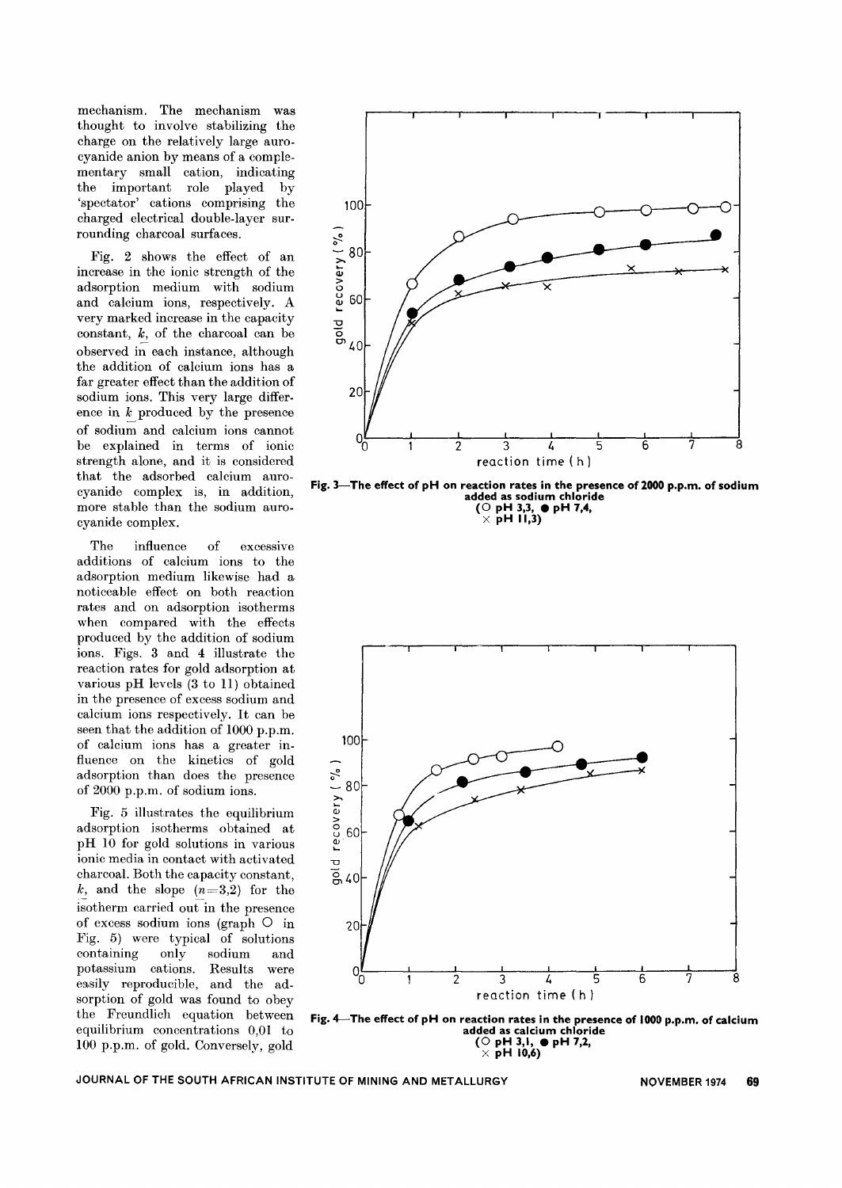mechanism. The mechanism was thought to involve stabilizing the charge on the relatively large aurocyanide anion by means of a complementary small cation, indicating the important role played by 'spectator' cations comprising the charged electrical double-layer surrounding charcoal surfaces.

Fig. 2 shows the effect of an increase in the ionic strength of the adsorption medium with sodium and calcium ions, respectively. A very marked increase in the capacity constant, $\underline{k}$, of the charcoal can be observed in each instance, although the addition of calcium ions has a far greater effect than the addition of sodium ions. This very large difference in $\underline{k}$ produced by the presence of sodium and calcium ions cannot be explained in terms of ionic strength alone, and it is considered that the adsorbed calcium aurocyanide complex is, in addition, more stable than the sodium aurocyanide complex.

The influence of excessive additions of calcium ions to the adsorption medium likewise had a noticeable effect on both reaction rates and on adsorption isotherms when compared with the effects produced by the addition of sodium ions. Figs. 3 and 4 illustrate the reaction rates for gold adsorption at various pH levels (3 to 11) obtained in the presence of excess sodium and calcium ions respectively. It can be seen that the addition of 1000 p.p.m. of calcium ions has a greater influence on the kinetics of gold adsorption than does the presence of 2000 p.p.m. of sodium ions.

Fig. 5 illustrates the equilibrium adsorption isotherms obtained at pH 10 for gold solutions in various ionic media in contact with activated charcoal. Both the capacity constant, $\underline{k}$, and the slope ($n=3{,}2$) for the isotherm carried out in the presence of excess sodium ions (graph ○ in Fig. 5) were typical of solutions containing only sodium and potassium cations. Results were easily reproducible, and the adsorption of gold was found to obey the Freundlich equation between equilibrium concentrations 0,01 to 100 p.p.m. of gold. Conversely, gold

**Fig. 3—The effect of pH on reaction rates in the presence of 2000 p.p.m. of sodium added as sodium chloride**
**(○ pH 3,3, ● pH 7,4, × pH 11,3)**

**Fig. 4—The effect of pH on reaction rates in the presence of 1000 p.p.m. of calcium added as calcium chloride**
**(○ pH 3,1, ● pH 7,2, × pH 10,6)**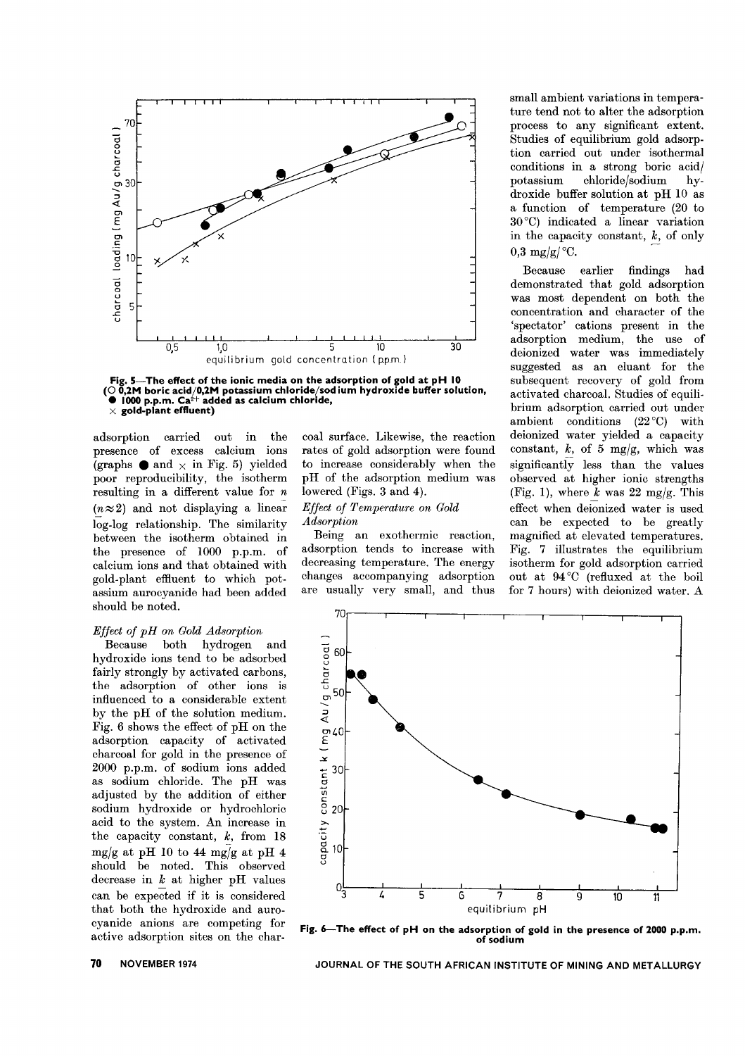Fig. 5—The effect of the ionic media on the adsorption of gold at pH 10
(○ 0,2M boric acid/0,2M potassium chloride/sodium hydroxide buffer solution, ● 1000 p.p.m. $Ca^{2+}$ added as calcium chloride, × gold-plant effluent)

adsorption carried out in the presence of excess calcium ions (graphs ● and × in Fig. 5) yielded poor reproducibility, the isotherm resulting in a different value for $n$ ($n \approx 2$) and not displaying a linear log-log relationship. The similarity between the isotherm obtained in the presence of 1000 p.p.m. of calcium ions and that obtained with gold-plant effluent to which potassium aurocyanide had been added should be noted.

### *Effect of pH on Gold Adsorption*

Because both hydrogen and hydroxide ions tend to be adsorbed fairly strongly by activated carbons, the adsorption of other ions is influenced to a considerable extent by the pH of the solution medium. Fig. 6 shows the effect of pH on the adsorption capacity of activated charcoal for gold in the presence of 2000 p.p.m. of sodium ions added as sodium chloride. The pH was adjusted by the addition of either sodium hydroxide or hydrochloric acid to the system. An increase in the capacity constant, $k$, from 18 mg/g at pH 10 to 44 mg/g at pH 4 should be noted. This observed decrease in $k$ at higher pH values can be expected if it is considered that both the hydroxide and aurocyanide anions are competing for active adsorption sites on the charcoal surface. Likewise, the reaction rates of gold adsorption were found to increase considerably when the pH of the adsorption medium was lowered (Figs. 3 and 4).

### *Effect of Temperature on Gold Adsorption*

Being an exothermic reaction, adsorption tends to increase with decreasing temperature. The energy changes accompanying adsorption are usually very small, and thus small ambient variations in temperature tend not to alter the adsorption process to any significant extent. Studies of equilibrium gold adsorption carried out under isothermal conditions in a strong boric acid/potassium chloride/sodium hydroxide buffer solution at pH 10 as a function of temperature (20 to 30 °C) indicated a linear variation in the capacity constant, $k$, of only 0,3 mg/g/°C.

Because earlier findings had demonstrated that gold adsorption was most dependent on both the concentration and character of the 'spectator' cations present in the adsorption medium, the use of deionized water was immediately suggested as an eluant for the subsequent recovery of gold from activated charcoal. Studies of equilibrium adsorption carried out under ambient conditions (22 °C) with deionized water yielded a capacity constant, $k$, of 5 mg/g, which was significantly less than the values observed at higher ionic strengths (Fig. 1), where $k$ was 22 mg/g. This effect when deionized water is used can be expected to be greatly magnified at elevated temperatures. Fig. 7 illustrates the equilibrium isotherm for gold adsorption carried out at 94 °C (refluxed at the boil for 7 hours) with deionized water. A

Fig. 6—The effect of pH on the adsorption of gold in the presence of 2000 p.p.m. of sodium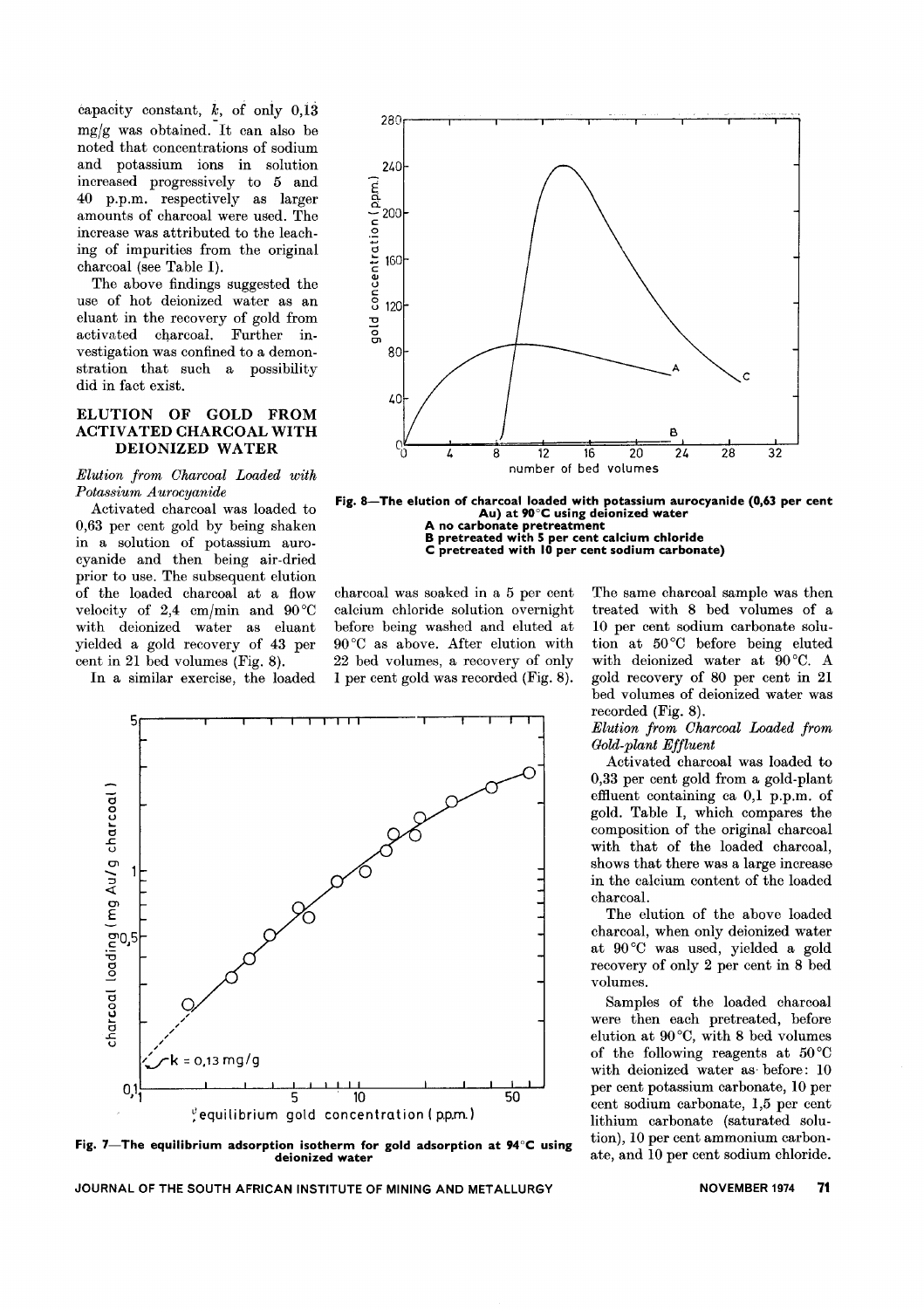capacity constant, $k$, of only 0,13 mg/g was obtained. It can also be noted that concentrations of sodium and potassium ions in solution increased progressively to 5 and 40 p.p.m. respectively as larger amounts of charcoal were used. The increase was attributed to the leaching of impurities from the original charcoal (see Table I).

The above findings suggested the use of hot deionized water as an eluant in the recovery of gold from activated charcoal. Further investigation was confined to a demonstration that such a possibility did in fact exist.

## ELUTION OF GOLD FROM ACTIVATED CHARCOAL WITH DEIONIZED WATER

*Elution from Charcoal Loaded with Potassium Aurocyanide*

Activated charcoal was loaded to 0,63 per cent gold by being shaken in a solution of potassium aurocyanide and then being air-dried prior to use. The subsequent elution of the loaded charcoal at a flow velocity of 2,4 cm/min and 90 °C with deionized water as eluant yielded a gold recovery of 43 per cent in 21 bed volumes (Fig. 8).

In a similar exercise, the loaded charcoal was soaked in a 5 per cent calcium chloride solution overnight before being washed and eluted at 90 °C as above. After elution with 22 bed volumes, a recovery of only 1 per cent gold was recorded (Fig. 8). The same charcoal sample was then treated with 8 bed volumes of a 10 per cent sodium carbonate solution at 50 °C before being eluted with deionized water at 90 °C. A gold recovery of 80 per cent in 21 bed volumes of deionized water was recorded (Fig. 8).

**Fig. 8—The elution of charcoal loaded with potassium aurocyanide (0,63 per cent Au) at 90 °C using deionized water**
**A no carbonate pretreatment**
**B pretreated with 5 per cent calcium chloride**
**C pretreated with 10 per cent sodium carbonate)**

**Fig. 7—The equilibrium adsorption isotherm for gold adsorption at 94 °C using deionized water**

*Elution from Charcoal Loaded from Gold-plant Effluent*

Activated charcoal was loaded to 0,33 per cent gold from a gold-plant effluent containing ca 0,1 p.p.m. of gold. Table I, which compares the composition of the original charcoal with that of the loaded charcoal, shows that there was a large increase in the calcium content of the loaded charcoal.

The elution of the above loaded charcoal, when only deionized water at 90 °C was used, yielded a gold recovery of only 2 per cent in 8 bed volumes.

Samples of the loaded charcoal were then each pretreated, before elution at 90 °C, with 8 bed volumes of the following reagents at 50 °C with deionized water as before: 10 per cent potassium carbonate, 10 per cent sodium carbonate, 1,5 per cent lithium carbonate (saturated solution), 10 per cent ammonium carbonate, and 10 per cent sodium chloride.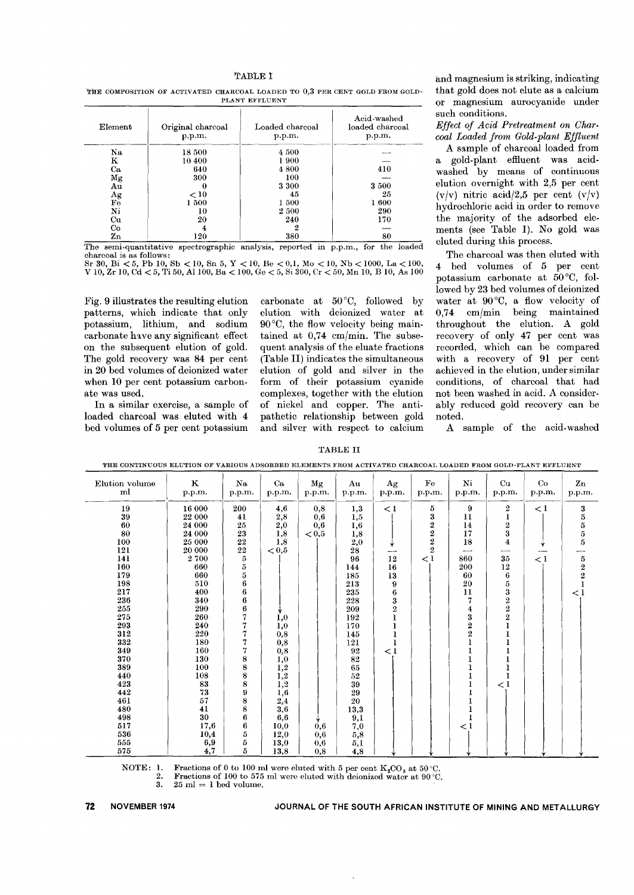TABLE I

THE COMPOSITION OF ACTIVATED CHARCOAL LOADED TO 0,3 PER CENT GOLD FROM GOLD-PLANT EFFLUENT

| Element | Original charcoal p.p.m. | Loaded charcoal p.p.m. | Acid-washed loaded charcoal p.p.m. |
|---|---|---|---|
| Na | 18 500 | 4 500 | — |
| K | 10 400 | 1 900 | — |
| Ca | 640 | 4 800 | 410 |
| Mg | 300 | 100 | — |
| Au | 0 | 3 300 | 3 500 |
| Ag | < 10 | 45 | 25 |
| Fe | 1 500 | 1 500 | 1 600 |
| Ni | 10 | 2 500 | 290 |
| Cu | 20 | 240 | 170 |
| Co | 4 | 2 | — |
| Zn | 120 | 380 | 80 |

The semi-quantitative spectrographic analysis, reported in p.p.m., for the loaded charcoal is as follows:
Sr 30, Bi < 5, Pb 10, Sb < 10, Sn 5, Y < 10, Be < 0,1, Mo < 10, Nb < 1000, La < 100, V 10, Zr 10, Cd < 5, Ti 50, Al 100, Ba < 100, Ge < 5, Si 300, Cr < 50, Mn 10, B 10, As 100

Fig. 9 illustrates the resulting elution patterns, which indicate that only potassium, lithium, and sodium carbonate have any significant effect on the subsequent elution of gold. The gold recovery was 84 per cent in 20 bed volumes of deionized water when 10 per cent potassium carbonate was used.

In a similar exercise, a sample of loaded charcoal was eluted with 4 bed volumes of 5 per cent potassium carbonate at 50 °C, followed by elution with deionized water at 90 °C, the flow velocity being maintained at 0,74 cm/min. The subsequent analysis of the eluate fractions (Table II) indicates the simultaneous elution of gold and silver in the form of their potassium cyanide complexes, together with the elution of nickel and copper. The antipathetic relationship between gold and silver with respect to calcium and magnesium is striking, indicating that gold does not elute as a calcium or magnesium aurocyanide under such conditions.

*Effect of Acid Pretreatment on Charcoal Loaded from Gold-plant Effluent*

A sample of charcoal loaded from a gold-plant effluent was acid-washed by means of continuous elution overnight with 2,5 per cent (v/v) nitric acid/2,5 per cent (v/v) hydrochloric acid in order to remove the majority of the adsorbed elements (see Table I). No gold was eluted during this process.

The charcoal was then eluted with 4 bed volumes of 5 per cent potassium carbonate at 50 °C, followed by 23 bed volumes of deionized water at 90 °C, a flow velocity of 0,74 cm/min being maintained throughout the elution. A gold recovery of only 47 per cent was recorded, which can be compared with a recovery of 91 per cent achieved in the elution, under similar conditions, of charcoal that had not been washed in acid. A considerably reduced gold recovery can be noted.

A sample of the acid-washed

TABLE II

THE CONTINUOUS ELUTION OF VARIOUS ADSORBED ELEMENTS FROM ACTIVATED CHARCOAL LOADED FROM GOLD-PLANT EFFLUENT

| Elution volume ml | K p.p.m. | Na p.p.m. | Ca p.p.m. | Mg p.p.m. | Au p.p.m. | Ag p.p.m. | Fe p.p.m. | Ni p.p.m. | Cu p.p.m. | Co p.p.m. | Zn p.p.m. |
|---|---|---|---|---|---|---|---|---|---|---|---|
| 19 | 16 000 | 200 | 4,6 | 0,8 | 1,3 | < 1 | 5 | 9 | 2 | < 1 | 3 |
| 39 | 22 000 | 41 | 2,8 | 0,6 | 1,5 | | 3 | 11 | 1 | | 5 |
| 60 | 24 000 | 25 | 2,0 | 0,6 | 1,6 | | 2 | 14 | 2 | | 5 |
| 80 | 24 000 | 23 | 1,8 | < 0,5 | 1,8 | | 2 | 17 | 3 | | 5 |
| 100 | 25 000 | 22 | 1,8 | | 2,0 | ↓ | 2 | 18 | 4 | ↓ | 5 |
| 121 | 20 000 | 22 | < 0,5 | | 28 | — | 2 | — | — | — | — |
| 141 | 2 700 | 5 | | | 96 | 12 | < 1 | 860 | 35 | < 1 | 5 |
| 160 | 660 | 5 | | | 144 | 16 | | 200 | 12 | | 2 |
| 179 | 660 | 5 | | | 185 | 13 | | 60 | 6 | | 2 |
| 198 | 510 | 6 | | | 213 | 9 | | 20 | 5 | | 1 |
| 217 | 400 | 6 | | | 235 | 6 | | 11 | 3 | | < 1 |
| 236 | 340 | 6 | | | 228 | 3 | | 7 | 2 | | |
| 255 | 290 | 6 | ↓ | | 209 | 2 | | 4 | 2 | | |
| 275 | 260 | 7 | 1,0 | | 192 | 1 | | 3 | 2 | | |
| 293 | 240 | 7 | 1,0 | | 170 | 1 | | 2 | 1 | | |
| 312 | 220 | 7 | 0,8 | | 145 | 1 | | 2 | 1 | | |
| 332 | 180 | 7 | 0,8 | | 121 | 1 | | 1 | 1 | | |
| 349 | 160 | 7 | 0,8 | | 92 | < 1 | | 1 | 1 | | |
| 370 | 130 | 8 | 1,0 | | 82 | | | 1 | 1 | | |
| 389 | 100 | 8 | 1,2 | | 65 | | | 1 | 1 | | |
| 440 | 108 | 8 | 1,2 | | 52 | | | 1 | 1 | | |
| 423 | 83 | 8 | 1,2 | | 39 | | | 1 | < 1 | | |
| 442 | 73 | 9 | 1,6 | | 29 | | | 1 | | | |
| 461 | 57 | 8 | 2,4 | | 20 | | | 1 | | | |
| 480 | 41 | 8 | 3,6 | | 13,3 | | | 1 | | | |
| 498 | 30 | 6 | 6,6 | ↓ | 9,1 | | | 1 | | | |
| 517 | 17,6 | 6 | 10,0 | 0,6 | 7,0 | | | < 1 | | | |
| 536 | 10,4 | 5 | 12,0 | 0,6 | 5,8 | | | | | | |
| 555 | 6,9 | 5 | 13,0 | 0,6 | 5,1 | | | | | | |
| 575 | 4,7 | 5 | 13,8 | 0,8 | 4,8 | ↓ | ↓ | ↓ | ↓ | ↓ | ↓ |

NOTE: 1. Fractions of 0 to 100 ml were eluted with 5 per cent $K_2CO_3$ at 50 °C.
2. Fractions of 100 to 575 ml were eluted with deionized water at 90 °C.
3. 25 ml = 1 bed volume.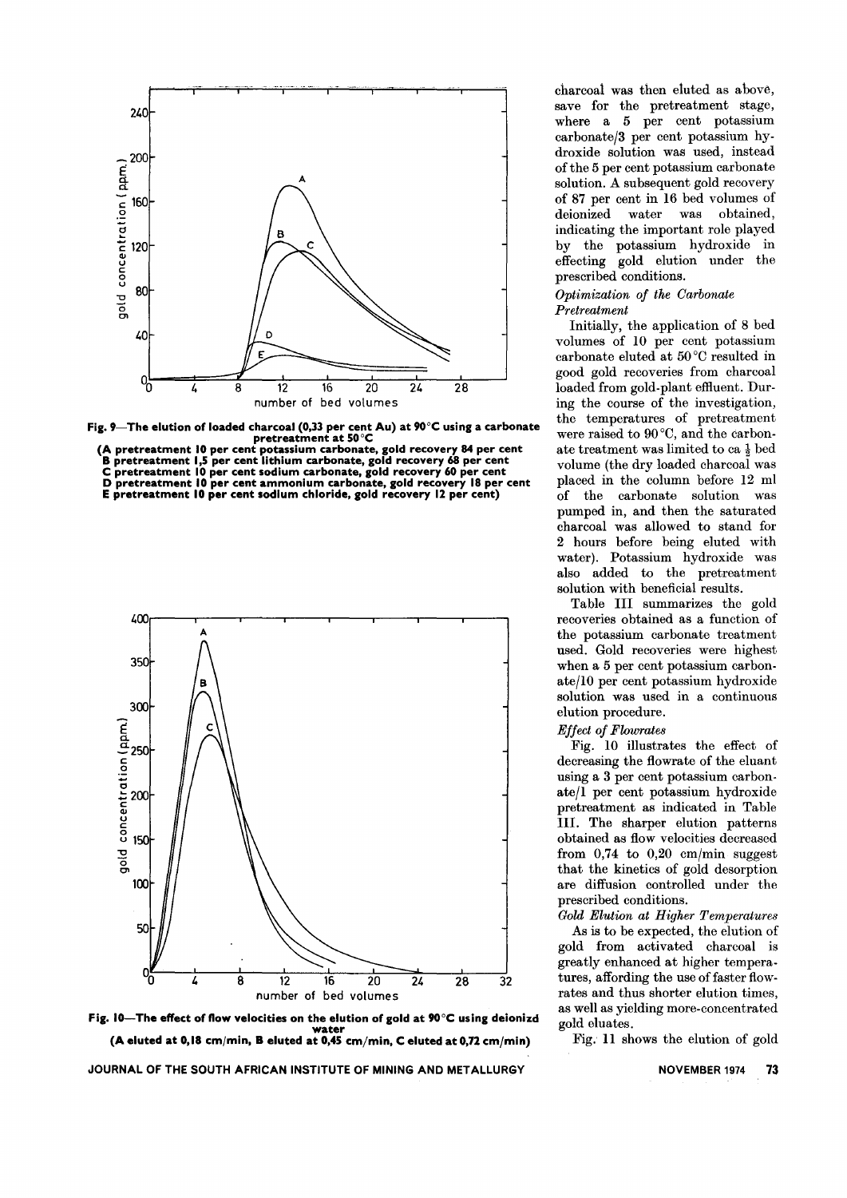Fig. 9—The elution of loaded charcoal (0,33 per cent Au) at 90°C using a carbonate pretreatment at 50°C

(A pretreatment 10 per cent potassium carbonate, gold recovery 84 per cent
B pretreatment 1,5 per cent lithium carbonate, gold recovery 68 per cent
C pretreatment 10 per cent sodium carbonate, gold recovery 60 per cent
D pretreatment 10 per cent ammonium carbonate, gold recovery 18 per cent
E pretreatment 10 per cent sodium chloride, gold recovery 12 per cent)

Fig. 10—The effect of flow velocities on the elution of gold at 90°C using deionizd water
(A eluted at 0,18 cm/min, B eluted at 0,45 cm/min, C eluted at 0,72 cm/min)

charcoal was then eluted as above, save for the pretreatment stage, where a 5 per cent potassium carbonate/3 per cent potassium hydroxide solution was used, instead of the 5 per cent potassium carbonate solution. A subsequent gold recovery of 87 per cent in 16 bed volumes of deionized water was obtained, indicating the important role played by the potassium hydroxide in effecting gold elution under the prescribed conditions.

*Optimization of the Carbonate Pretreatment*

Initially, the application of 8 bed volumes of 10 per cent potassium carbonate eluted at 50°C resulted in good gold recoveries from charcoal loaded from gold-plant effluent. During the course of the investigation, the temperatures of pretreatment were raised to 90°C, and the carbonate treatment was limited to ca ½ bed volume (the dry loaded charcoal was placed in the column before 12 ml of the carbonate solution was pumped in, and then the saturated charcoal was allowed to stand for 2 hours before being eluted with water). Potassium hydroxide was also added to the pretreatment solution with beneficial results.

Table III summarizes the gold recoveries obtained as a function of the potassium carbonate treatment used. Gold recoveries were highest when a 5 per cent potassium carbonate/10 per cent potassium hydroxide solution was used in a continuous elution procedure.

*Effect of Flowrates*

Fig. 10 illustrates the effect of decreasing the flowrate of the eluant using a 3 per cent potassium carbonate/1 per cent potassium hydroxide pretreatment as indicated in Table III. The sharper elution patterns obtained as flow velocities decreased from 0,74 to 0,20 cm/min suggest that the kinetics of gold desorption are diffusion controlled under the prescribed conditions.

*Gold Elution at Higher Temperatures*

As is to be expected, the elution of gold from activated charcoal is greatly enhanced at higher temperatures, affording the use of faster flowrates and thus shorter elution times, as well as yielding more-concentrated gold eluates.

Fig. 11 shows the elution of gold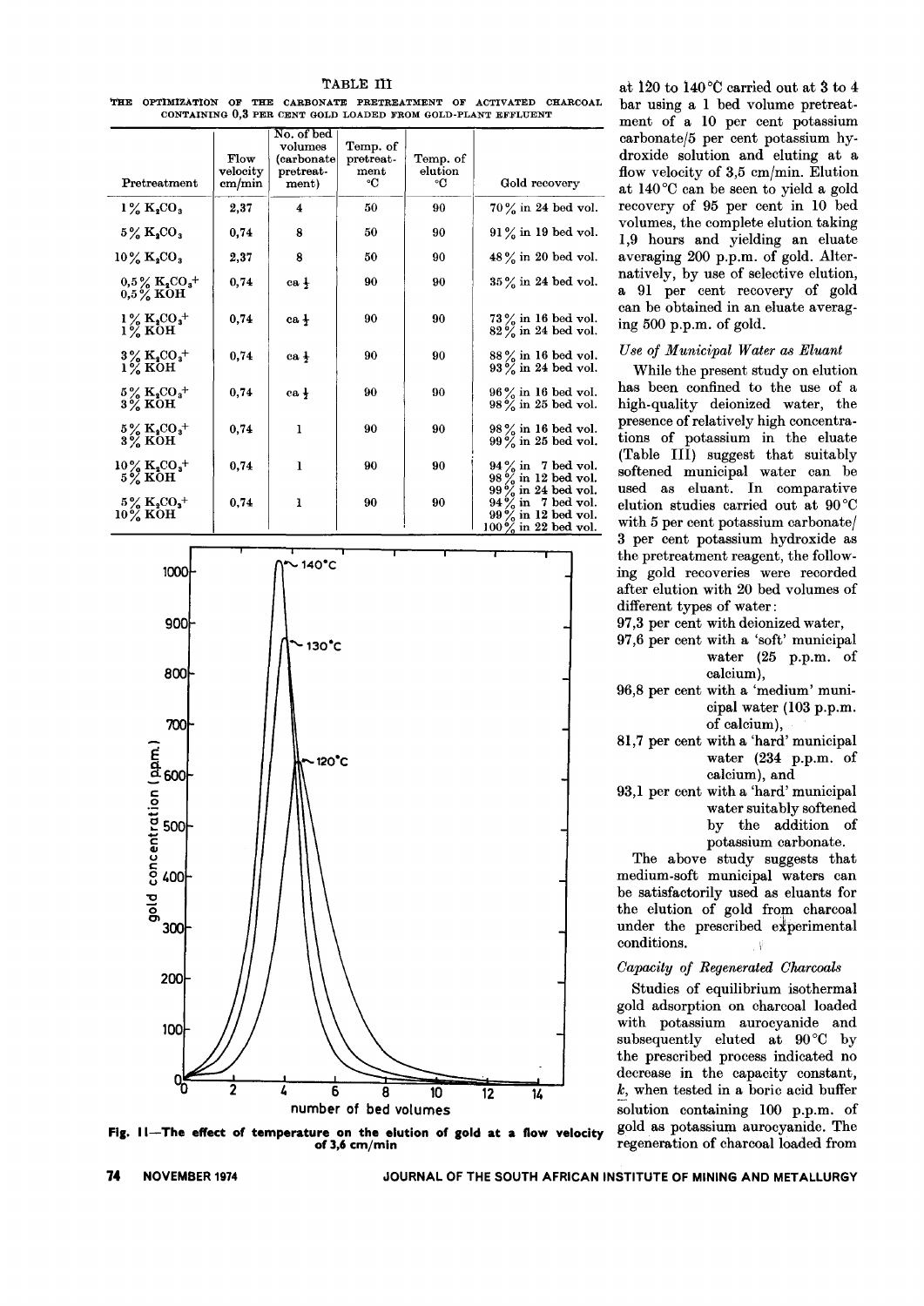TABLE III

THE OPTIMIZATION OF THE CARBONATE PRETREATMENT OF ACTIVATED CHARCOAL CONTAINING 0,3 PER CENT GOLD LOADED FROM GOLD-PLANT EFFLUENT

| Pretreatment | Flow velocity cm/min | No. of bed volumes (carbonate pretreatment) | Temp. of pretreatment °C | Temp. of elution °C | Gold recovery |
|---|---|---|---|---|---|
| 1% $K_2CO_3$ | 2,37 | 4 | 50 | 90 | 70% in 24 bed vol. |
| 5% $K_2CO_3$ | 0,74 | 8 | 50 | 90 | 91% in 19 bed vol. |
| 10% $K_2CO_3$ | 2,37 | 8 | 50 | 90 | 48% in 20 bed vol. |
| 0,5% $K_2CO_3$+ 0,5% KOH | 0,74 | ca ½ | 90 | 90 | 35% in 24 bed vol. |
| 1% $K_2CO_3$+ 1% KOH | 0,74 | ca ½ | 90 | 90 | 73% in 16 bed vol. 82% in 24 bed vol. |
| 3% $K_2CO_3$+ 1% KOH | 0,74 | ca ½ | 90 | 90 | 88% in 16 bed vol. 93% in 24 bed vol. |
| 5% $K_2CO_3$+ 3% KOH | 0,74 | ca ½ | 90 | 90 | 96% in 16 bed vol. 98% in 25 bed vol. |
| 5% $K_2CO_3$+ 3% KOH | 0,74 | 1 | 90 | 90 | 98% in 16 bed vol. 99% in 25 bed vol. |
| 10% $K_2CO_3$+ 5% KOH | 0,74 | 1 | 90 | 90 | 94% in 7 bed vol. 98% in 12 bed vol. 99% in 24 bed vol. |
| 5% $K_2CO_3$+ 10% KOH | 0,74 | 1 | 90 | 90 | 94% in 7 bed vol. 99% in 12 bed vol. 100% in 22 bed vol. |

Fig. 11—The effect of temperature on the elution of gold at a flow velocity of 3,6 cm/min

at 120 to 140°C carried out at 3 to 4 bar using a 1 bed volume pretreatment of a 10 per cent potassium carbonate/5 per cent potassium hydroxide solution and eluting at a flow velocity of 3,5 cm/min. Elution at 140°C can be seen to yield a gold recovery of 95 per cent in 10 bed volumes, the complete elution taking 1,9 hours and yielding an eluate averaging 200 p.p.m. of gold. Alternatively, by use of selective elution, a 91 per cent recovery of gold can be obtained in an eluate averaging 500 p.p.m. of gold.

### *Use of Municipal Water as Eluant*

While the present study on elution has been confined to the use of a high-quality deionized water, the presence of relatively high concentrations of potassium in the eluate (Table III) suggest that suitably softened municipal water can be used as eluant. In comparative elution studies carried out at 90°C with 5 per cent potassium carbonate/3 per cent potassium hydroxide as the pretreatment reagent, the following gold recoveries were recorded after elution with 20 bed volumes of different types of water:

- 97,3 per cent with deionized water,
- 97,6 per cent with a 'soft' municipal water (25 p.p.m. of calcium),
- 96,8 per cent with a 'medium' municipal water (103 p.p.m. of calcium),
- 81,7 per cent with a 'hard' municipal water (234 p.p.m. of calcium), and
- 93,1 per cent with a 'hard' municipal water suitably softened by the addition of potassium carbonate.

The above study suggests that medium-soft municipal waters can be satisfactorily used as eluants for the elution of gold from charcoal under the prescribed experimental conditions.

### *Capacity of Regenerated Charcoals*

Studies of equilibrium isothermal gold adsorption on charcoal loaded with potassium aurocyanide and subsequently eluted at 90°C by the prescribed process indicated no decrease in the capacity constant, $k$, when tested in a boric acid buffer solution containing 100 p.p.m. of gold as potassium aurocyanide. The regeneration of charcoal loaded from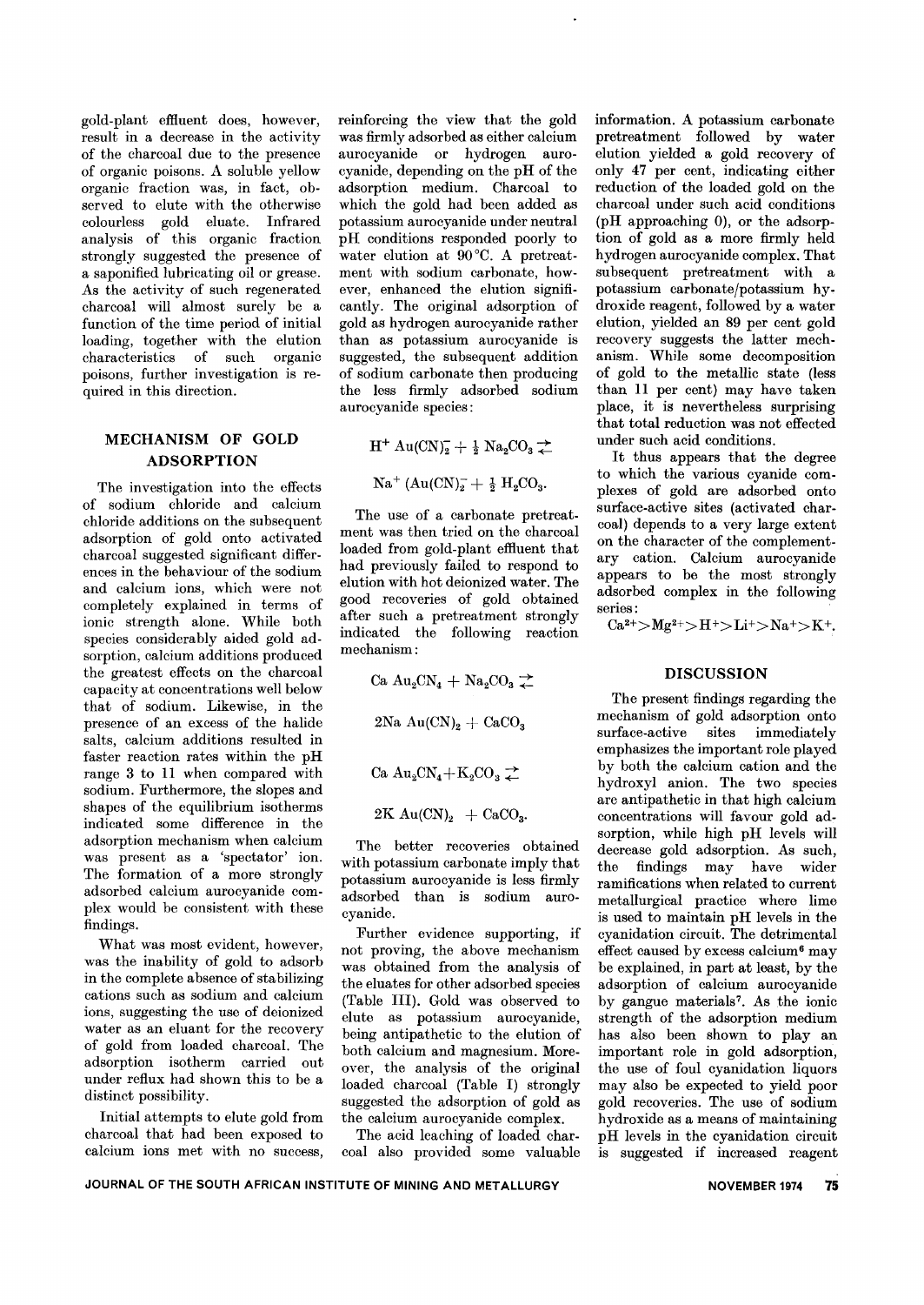gold-plant effluent does, however, result in a decrease in the activity of the charcoal due to the presence of organic poisons. A soluble yellow organic fraction was, in fact, observed to elute with the otherwise colourless gold eluate. Infrared analysis of this organic fraction strongly suggested the presence of a saponified lubricating oil or grease. As the activity of such regenerated charcoal will almost surely be a function of the time period of initial loading, together with the elution characteristics of such organic poisons, further investigation is required in this direction.

## MECHANISM OF GOLD ADSORPTION

The investigation into the effects of sodium chloride and calcium chloride additions on the subsequent adsorption of gold onto activated charcoal suggested significant differences in the behaviour of the sodium and calcium ions, which were not completely explained in terms of ionic strength alone. While both species considerably aided gold adsorption, calcium additions produced the greatest effects on the charcoal capacity at concentrations well below that of sodium. Likewise, in the presence of an excess of the halide salts, calcium additions resulted in faster reaction rates within the pH range 3 to 11 when compared with sodium. Furthermore, the slopes and shapes of the equilibrium isotherms indicated some difference in the adsorption mechanism when calcium was present as a 'spectator' ion. The formation of a more strongly adsorbed calcium aurocyanide complex would be consistent with these findings.

What was most evident, however, was the inability of gold to adsorb in the complete absence of stabilizing cations such as sodium and calcium ions, suggesting the use of deionized water as an eluant for the recovery of gold from loaded charcoal. The adsorption isotherm carried out under reflux had shown this to be a distinct possibility.

Initial attempts to elute gold from charcoal that had been exposed to calcium ions met with no success, reinforcing the view that the gold was firmly adsorbed as either calcium aurocyanide or hydrogen aurocyanide, depending on the pH of the adsorption medium. Charcoal to which the gold had been added as potassium aurocyanide under neutral pH conditions responded poorly to water elution at 90°C. A pretreatment with sodium carbonate, however, enhanced the elution significantly. The original adsorption of gold as hydrogen aurocyanide rather than as potassium aurocyanide is suggested, the subsequent addition of sodium carbonate then producing the less firmly adsorbed sodium aurocyanide species:

$$H^+ \, Au(CN)_2^- + \tfrac{1}{2} \, Na_2CO_3 \rightleftharpoons$$

$$Na^+ \, (Au(CN)_2^- + \tfrac{1}{2} \, H_2CO_3.$$

The use of a carbonate pretreatment was then tried on the charcoal loaded from gold-plant effluent that had previously failed to respond to elution with hot deionized water. The good recoveries of gold obtained after such a pretreatment strongly indicated the following reaction mechanism:

$$Ca \, Au_2CN_4 + Na_2CO_3 \rightleftharpoons$$

$$2Na \, Au(CN)_2 + CaCO_3$$

$$Ca \, Au_2CN_4 + K_2CO_3 \rightleftharpoons$$

$$2K \, Au(CN)_2 \; + CaCO_3.$$

The better recoveries obtained with potassium carbonate imply that potassium aurocyanide is less firmly adsorbed than is sodium aurocyanide.

Further evidence supporting, if not proving, the above mechanism was obtained from the analysis of the eluates for other adsorbed species (Table III). Gold was observed to elute as potassium aurocyanide, being antipathetic to the elution of both calcium and magnesium. Moreover, the analysis of the original loaded charcoal (Table I) strongly suggested the adsorption of gold as the calcium aurocyanide complex.

The acid leaching of loaded charcoal also provided some valuable information. A potassium carbonate pretreatment followed by water elution yielded a gold recovery of only 47 per cent, indicating either reduction of the loaded gold on the charcoal under such acid conditions (pH approaching 0), or the adsorption of gold as a more firmly held hydrogen aurocyanide complex. That subsequent pretreatment with a potassium carbonate/potassium hydroxide reagent, followed by a water elution, yielded an 89 per cent gold recovery suggests the latter mechanism. While some decomposition of gold to the metallic state (less than 11 per cent) may have taken place, it is nevertheless surprising that total reduction was not effected under such acid conditions.

It thus appears that the degree to which the various cyanide complexes of gold are adsorbed onto surface-active sites (activated charcoal) depends to a very large extent on the character of the complementary cation. Calcium aurocyanide appears to be the most strongly adsorbed complex in the following series:

$Ca^{2+} > Mg^{2+} > H^+ > Li^+ > Na^+ > K^+$.

## DISCUSSION

The present findings regarding the mechanism of gold adsorption onto surface-active sites immediately emphasizes the important role played by both the calcium cation and the hydroxyl anion. The two species are antipathetic in that high calcium concentrations will favour gold adsorption, while high pH levels will decrease gold adsorption. As such, the findings may have wider ramifications when related to current metallurgical practice where lime is used to maintain pH levels in the cyanidation circuit. The detrimental effect caused by excess calcium[6] may be explained, in part at least, by the adsorption of calcium aurocyanide by gangue materials[7]. As the ionic strength of the adsorption medium has also been shown to play an important role in gold adsorption, the use of foul cyanidation liquors may also be expected to yield poor gold recoveries. The use of sodium hydroxide as a means of maintaining pH levels in the cyanidation circuit is suggested if increased reagent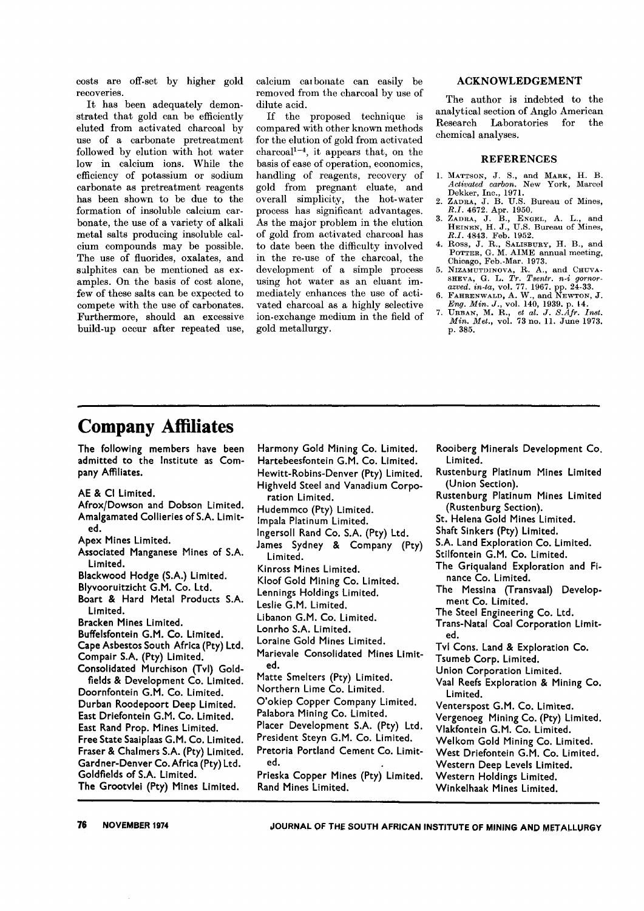costs are off-set by higher gold recoveries.

It has been adequately demonstrated that gold can be efficiently eluted from activated charcoal by use of a carbonate pretreatment followed by elution with hot water low in calcium ions. While the efficiency of potassium or sodium carbonate as pretreatment reagents has been shown to be due to the formation of insoluble calcium carbonate, the use of a variety of alkali metal salts producing insoluble calcium compounds may be possible. The use of fluorides, oxalates, and sulphites can be mentioned as examples. On the basis of cost alone, few of these salts can be expected to compete with the use of carbonates. Furthermore, should an excessive build-up occur after repeated use, calcium carbonate can easily be removed from the charcoal by use of dilute acid.

If the proposed technique is compared with other known methods for the elution of gold from activated charcoal[1-4], it appears that, on the basis of ease of operation, economics, handling of reagents, recovery of gold from pregnant eluate, and overall simplicity, the hot-water process has significant advantages. As the major problem in the elution of gold from activated charcoal has to date been the difficulty involved in the re-use of the charcoal, the development of a simple process using hot water as an eluant immediately enhances the use of activated charcoal as a highly selective ion-exchange medium in the field of gold metallurgy.

## ACKNOWLEDGEMENT

The author is indebted to the analytical section of Anglo American Research Laboratories for the chemical analyses.

## REFERENCES

1. MATTSON, J. S., and MARK, H. B. *Activated carbon*. New York, Marcel Dekker, Inc., 1971.
2. ZADRA, J. B. U.S. Bureau of Mines, *R.I.* 4672. Apr. 1950.
3. ZADRA, J. B., ENGEL, A. L., and HEINEN, H. J., U.S. Bureau of Mines, *R.I.* 4843. Feb. 1952.
4. ROSS, J. R., SALISBURY, H. B., and POTTER, G. M. AIME annual meeting, Chicago, Feb.-Mar. 1973.
5. NIZAMUTDINOVA, R. A., and CHUVASHEVA, G. L. *Tr. Tsentr. n-i gornorazved. in-ta*, vol. 77. 1967. pp. 24-33.
6. FAHRENWALD, A. W., and NEWTON, J. *Eng. Min. J.*, vol. 140, 1939. p. 14.
7. URBAN, M. R., *et al. J. S.Afr. Inst. Min. Met.*, vol. 73 no. 11. June 1973. p. 385.

# Company Affiliates

The following members have been admitted to the Institute as Company Affiliates.

AE & CI Limited.
Afrox/Dowson and Dobson Limited.
Amalgamated Collieries of S.A. Limited.
Apex Mines Limited.
Associated Manganese Mines of S.A. Limited.
Blackwood Hodge (S.A.) Limited.
Blyvooruitzicht G.M. Co. Ltd.
Boart & Hard Metal Products S.A. Limited.
Bracken Mines Limited.
Buffelsfontein G.M. Co. Limited.
Cape Asbestos South Africa (Pty) Ltd.
Compair S.A. (Pty) Limited.
Consolidated Murchison (Tvl) Goldfields & Development Co. Limited.
Doornfontein G.M. Co. Limited.
Durban Roodepoort Deep Limited.
East Driefontein G.M. Co. Limited.
East Rand Prop. Mines Limited.
Free State Saaiplaas G.M. Co. Limited.
Fraser & Chalmers S.A. (Pty) Limited.
Gardner-Denver Co. Africa (Pty) Ltd.
Goldfields of S.A. Limited.
The Grootvlei (Pty) Mines Limited.
Harmony Gold Mining Co. Limited.
Hartebeesfontein G.M. Co. Limited.
Hewitt-Robins-Denver (Pty) Limited.
Highveld Steel and Vanadium Corporation Limited.
Hudemmco (Pty) Limited.
Impala Platinum Limited.
Ingersoll Rand Co. S.A. (Pty) Ltd.
James Sydney & Company (Pty) Limited.
Kinross Mines Limited.
Kloof Gold Mining Co. Limited.
Lennings Holdings Limited.
Leslie G.M. Limited.
Libanon G.M. Co. Limited.
Lonrho S.A. Limited.
Loraine Gold Mines Limited.
Marievale Consolidated Mines Limited.
Matte Smelters (Pty) Limited.
Northern Lime Co. Limited.
O'okiep Copper Company Limited.
Palabora Mining Co. Limited.
Placer Development S.A. (Pty) Ltd.
President Steyn G.M. Co. Limited.
Pretoria Portland Cement Co. Limited.
Prieska Copper Mines (Pty) Limited.
Rand Mines Limited.
Rooiberg Minerals Development Co. Limited.
Rustenburg Platinum Mines Limited (Union Section).
Rustenburg Platinum Mines Limited (Rustenburg Section).
St. Helena Gold Mines Limited.
Shaft Sinkers (Pty) Limited.
S.A. Land Exploration Co. Limited.
Stilfontein G.M. Co. Limited.
The Griqualand Exploration and Finance Co. Limited.
The Messina (Transvaal) Development Co. Limited.
The Steel Engineering Co. Ltd.
Trans-Natal Coal Corporation Limited.
Tvl Cons. Land & Exploration Co.
Tsumeb Corp. Limited.
Union Corporation Limited.
Vaal Reefs Exploration & Mining Co. Limited.
Venterspost G.M. Co. Limited.
Vergenoeg Mining Co. (Pty) Limited.
Vlakfontein G.M. Co. Limited.
Welkom Gold Mining Co. Limited.
West Driefontein G.M. Co. Limited.
Western Deep Levels Limited.
Western Holdings Limited.
Winkelhaak Mines Limited.